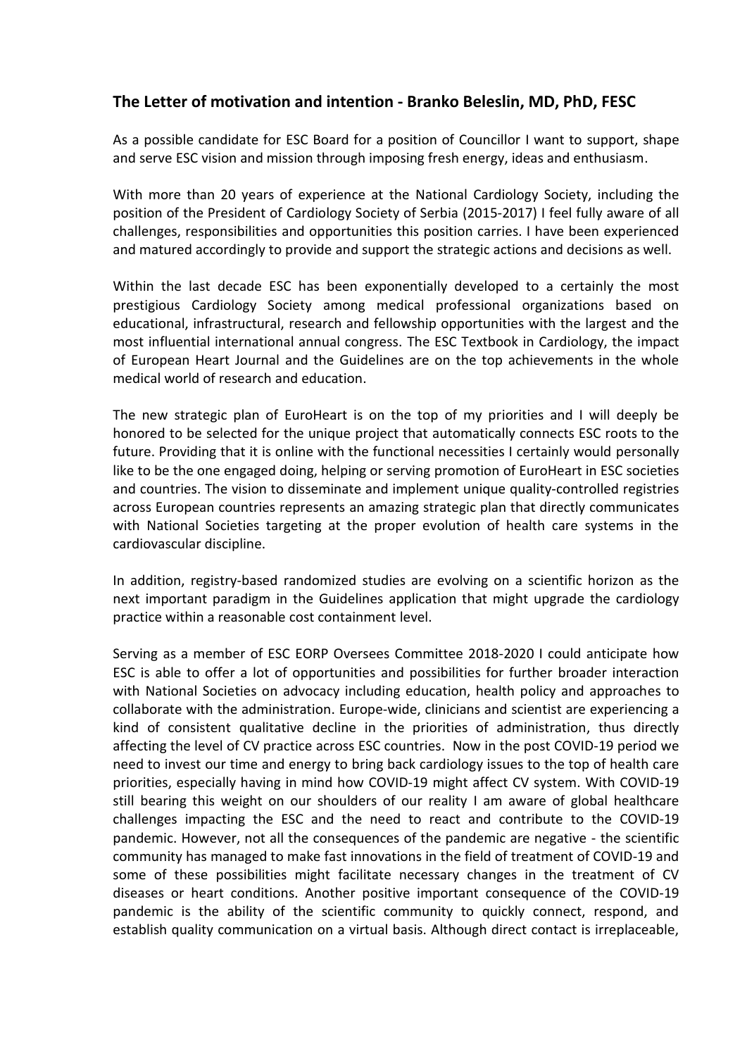## The Letter of motivation and intention - Branko Beleslin, MD, PhD, FESC

As a possible candidate for ESC Board for a position of Councillor I want to support, shape and serve ESC vision and mission through imposing fresh energy, ideas and enthusiasm.

With more than 20 years of experience at the National Cardiology Society, including the position of the President of Cardiology Society of Serbia (2015-2017) I feel fully aware of all challenges, responsibilities and opportunities this position carries. I have been experienced and matured accordingly to provide and support the strategic actions and decisions as well.

Within the last decade ESC has been exponentially developed to a certainly the most prestigious Cardiology Society among medical professional organizations based on educational, infrastructural, research and fellowship opportunities with the largest and the most influential international annual congress. The ESC Textbook in Cardiology, the impact of European Heart Journal and the Guidelines are on the top achievements in the whole medical world of research and education.

The new strategic plan of EuroHeart is on the top of my priorities and I will deeply be honored to be selected for the unique project that automatically connects ESC roots to the future. Providing that it is online with the functional necessities I certainly would personally like to be the one engaged doing, helping or serving promotion of EuroHeart in ESC societies and countries. The vision to disseminate and implement unique quality-controlled registries across European countries represents an amazing strategic plan that directly communicates with National Societies targeting at the proper evolution of health care systems in the cardiovascular discipline.

In addition, registry-based randomized studies are evolving on a scientific horizon as the next important paradigm in the Guidelines application that might upgrade the cardiology practice within a reasonable cost containment level.

Serving as a member of ESC EORP Oversees Committee 2018-2020 I could anticipate how ESC is able to offer a lot of opportunities and possibilities for further broader interaction with National Societies on advocacy including education, health policy and approaches to collaborate with the administration. Europe-wide, clinicians and scientist are experiencing a kind of consistent qualitative decline in the priorities of administration, thus directly affecting the level of CV practice across ESC countries. Now in the post COVID-19 period we need to invest our time and energy to bring back cardiology issues to the top of health care priorities, especially having in mind how COVID-19 might affect CV system. With COVID-19 still bearing this weight on our shoulders of our reality I am aware of global healthcare challenges impacting the ESC and the need to react and contribute to the COVID-19 pandemic. However, not all the consequences of the pandemic are negative - the scientific community has managed to make fast innovations in the field of treatment of COVID-19 and some of these possibilities might facilitate necessary changes in the treatment of CV diseases or heart conditions. Another positive important consequence of the COVID-19 pandemic is the ability of the scientific community to quickly connect, respond, and establish quality communication on a virtual basis. Although direct contact is irreplaceable,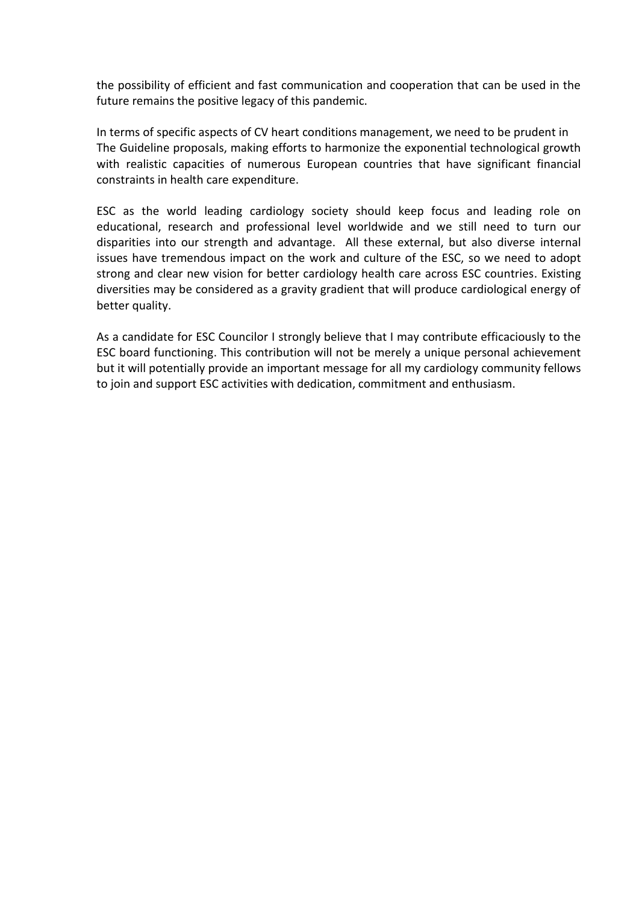the possibility of efficient and fast communication and cooperation that can be used in the future remains the positive legacy of this pandemic.

In terms of specific aspects of CV heart conditions management, we need to be prudent in The Guideline proposals, making efforts to harmonize the exponential technological growth with realistic capacities of numerous European countries that have significant financial constraints in health care expenditure.

ESC as the world leading cardiology society should keep focus and leading role on educational, research and professional level worldwide and we still need to turn our disparities into our strength and advantage. All these external, but also diverse internal issues have tremendous impact on the work and culture of the ESC, so we need to adopt strong and clear new vision for better cardiology health care across ESC countries. Existing diversities may be considered as a gravity gradient that will produce cardiological energy of better quality.

As a candidate for ESC Councilor I strongly believe that I may contribute efficaciously to the ESC board functioning. This contribution will not be merely a unique personal achievement but it will potentially provide an important message for all my cardiology community fellows to join and support ESC activities with dedication, commitment and enthusiasm.